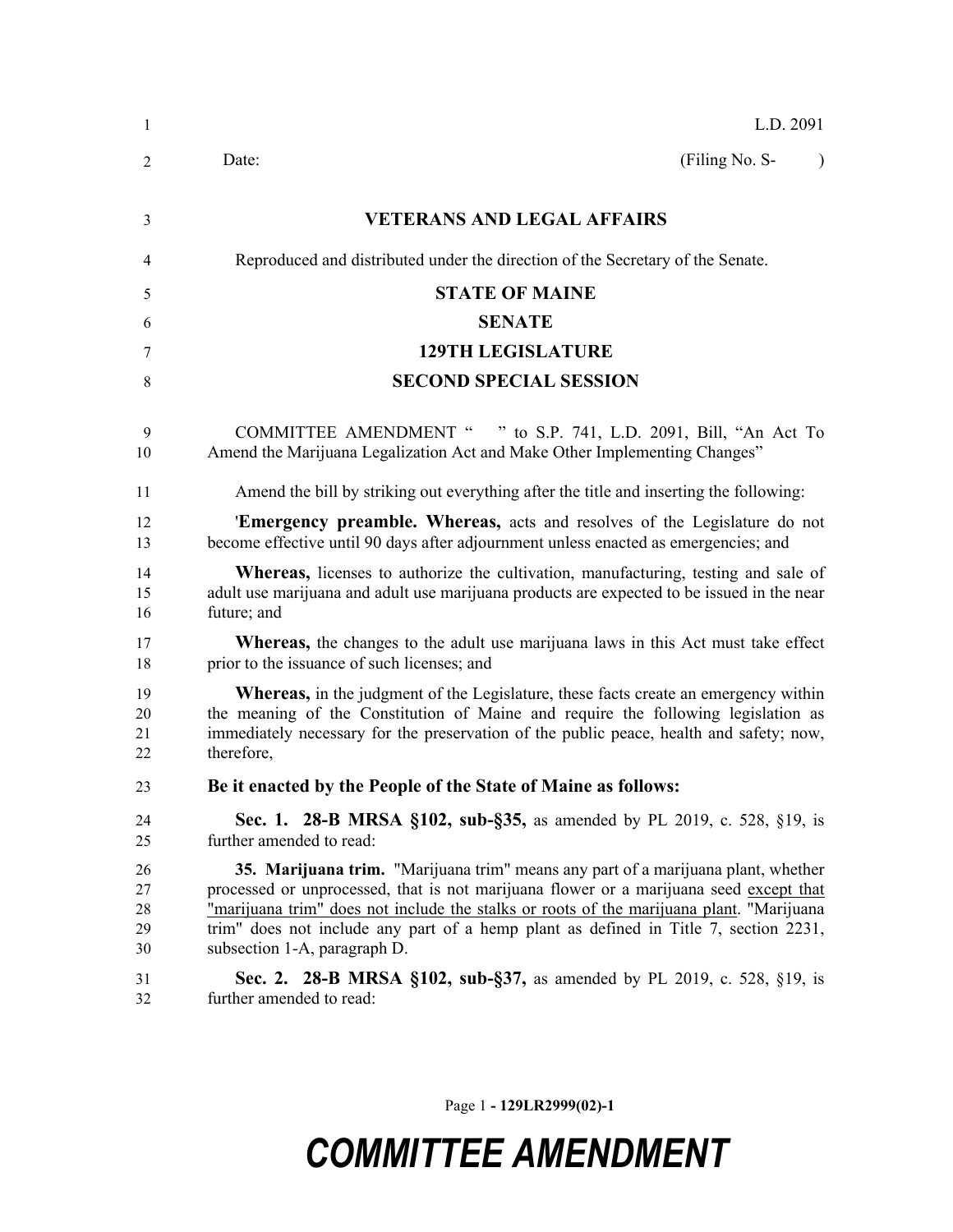L.D. 2091

Date: (Filing No. S- )

**VETERANS AND LEGAL AFFAIRS**

Reproduced and distributed under the direction of the Secretary of the Senate.

**STATE OF MAINE**

**SENATE**

**129TH LEGISLATURE**

**SECOND SPECIAL SESSION**

COMMITTEE AMENDMENT " " to S.P. 741, L.D. 2091, Bill, "An Act To Amend the Marijuana Legalization Act and Make Other Implementing Changes"

Amend the bill by striking out everything after the title and inserting the following:

'**Emergency preamble. Whereas,** acts and resolves of the Legislature do not become effective until 90 days after adjournment unless enacted as emergencies; and

**Whereas,** licenses to authorize the cultivation, manufacturing, testing and sale of adult use marijuana and adult use marijuana products are expected to be issued in the near future; and

**Whereas,** the changes to the adult use marijuana laws in this Act must take effect prior to the issuance of such licenses; and

**Whereas,** in the judgment of the Legislature, these facts create an emergency within the meaning of the Constitution of Maine and require the following legislation as immediately necessary for the preservation of the public peace, health and safety; now, therefore,

**Be it enacted by the People of the State of Maine as follows:**

**Sec. 1. 28-B MRSA §102, sub-§35,** as amended by PL 2019, c. 528, §19, is further amended to read:

**35. Marijuana trim.** "Marijuana trim" means any part of a marijuana plant, whether processed or unprocessed, that is not marijuana flower or a marijuana seed <u>except that "marijuana trim" does not include the stalks or roots of the marijuana plant</u>. "Marijuana trim" does not include any part of a hemp plant as defined in Title 7, section 2231, subsection 1-A, paragraph D.

**Sec. 2. 28-B MRSA §102, sub-§37,** as amended by PL 2019, c. 528, §19, is further amended to read: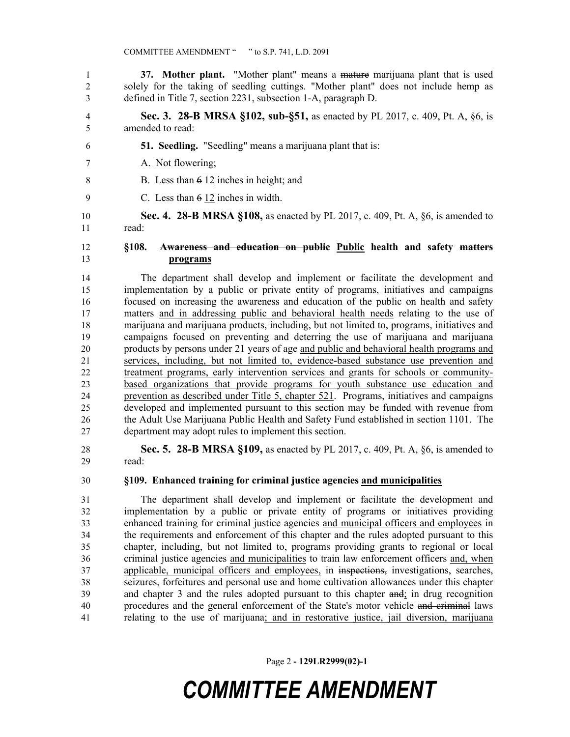**37. Mother plant.** "Mother plant" means a ~~mature~~ marijuana plant that is used solely for the taking of seedling cuttings. "Mother plant" does not include hemp as defined in Title 7, section 2231, subsection 1-A, paragraph D.

**Sec. 3. 28-B MRSA §102, sub-§51,** as enacted by PL 2017, c. 409, Pt. A, §6, is amended to read:

**51. Seedling.** "Seedling" means a marijuana plant that is:

A. Not flowering;

B. Less than ~~6~~ 12 inches in height; and

C. Less than ~~6~~ 12 inches in width.

**Sec. 4. 28-B MRSA §108,** as enacted by PL 2017, c. 409, Pt. A, §6, is amended to read:

**§108. ~~Awareness and education on public~~ Public health and safety ~~matters~~ programs**

The department shall develop and implement or facilitate the development and implementation by a public or private entity of programs, initiatives and campaigns focused on increasing the awareness and education of the public on health and safety matters and in addressing public and behavioral health needs relating to the use of marijuana and marijuana products, including, but not limited to, programs, initiatives and campaigns focused on preventing and deterring the use of marijuana and marijuana products by persons under 21 years of age and public and behavioral health programs and services, including, but not limited to, evidence-based substance use prevention and treatment programs, early intervention services and grants for schools or community-based organizations that provide programs for youth substance use education and prevention as described under Title 5, chapter 521. Programs, initiatives and campaigns developed and implemented pursuant to this section may be funded with revenue from the Adult Use Marijuana Public Health and Safety Fund established in section 1101. The department may adopt rules to implement this section.

**Sec. 5. 28-B MRSA §109,** as enacted by PL 2017, c. 409, Pt. A, §6, is amended to read:

**§109. Enhanced training for criminal justice agencies and municipalities**

The department shall develop and implement or facilitate the development and implementation by a public or private entity of programs or initiatives providing enhanced training for criminal justice agencies and municipal officers and employees in the requirements and enforcement of this chapter and the rules adopted pursuant to this chapter, including, but not limited to, programs providing grants to regional or local criminal justice agencies and municipalities to train law enforcement officers and, when applicable, municipal officers and employees, in ~~inspections,~~ investigations, searches, seizures, forfeitures and personal use and home cultivation allowances under this chapter and chapter 3 and the rules adopted pursuant to this chapter ~~and~~; in drug recognition procedures and the general enforcement of the State's motor vehicle ~~and criminal~~ laws relating to the use of marijuana; and in restorative justice, jail diversion, marijuana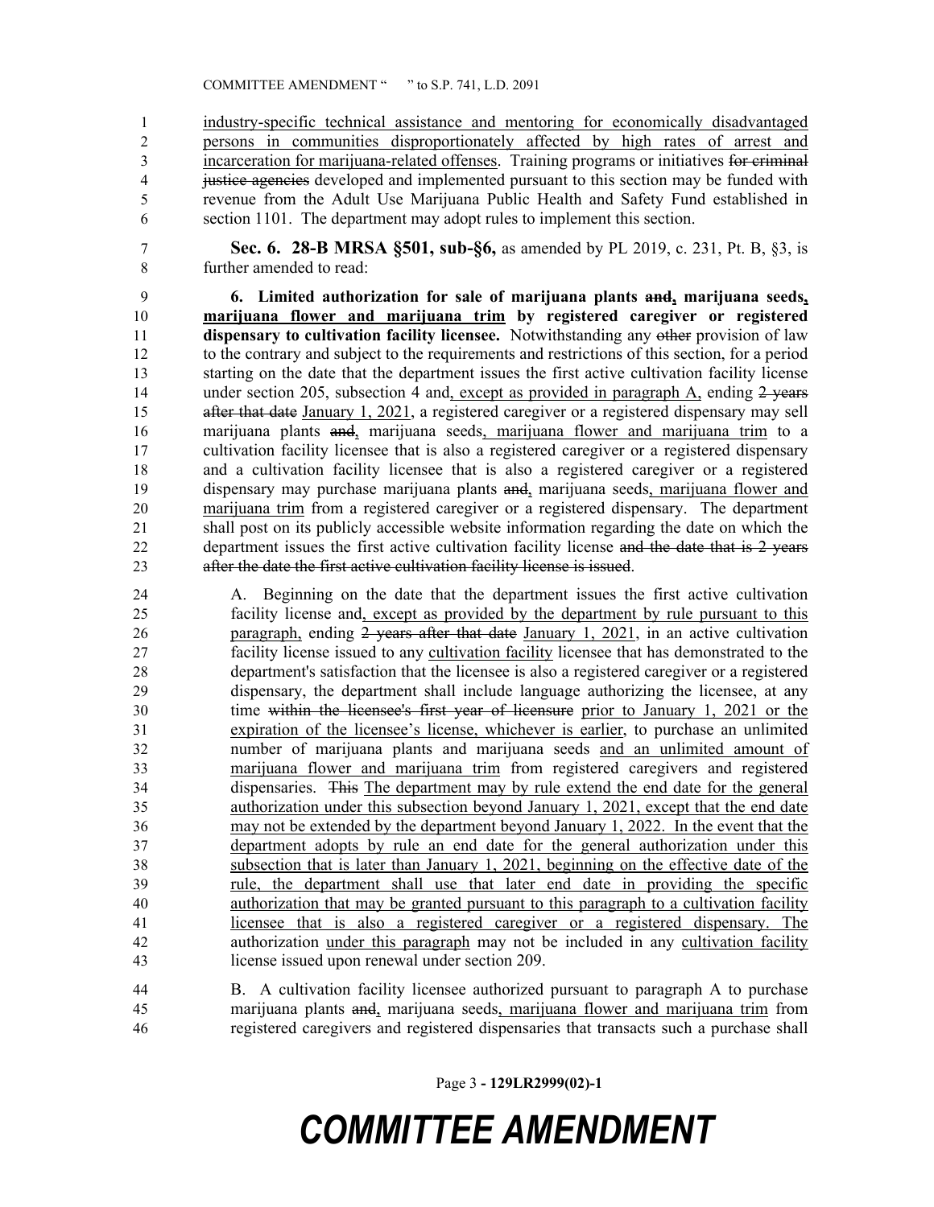industry-specific technical assistance and mentoring for economically disadvantaged persons in communities disproportionately affected by high rates of arrest and incarceration for marijuana-related offenses. Training programs or initiatives ~~for criminal justice agencies~~ developed and implemented pursuant to this section may be funded with revenue from the Adult Use Marijuana Public Health and Safety Fund established in section 1101. The department may adopt rules to implement this section.

**Sec. 6. 28-B MRSA §501, sub-§6,** as amended by PL 2019, c. 231, Pt. B, §3, is further amended to read:

**6. Limited authorization for sale of marijuana plants ~~and~~, marijuana seeds, marijuana flower and marijuana trim by registered caregiver or registered dispensary to cultivation facility licensee.** Notwithstanding any ~~other~~ provision of law to the contrary and subject to the requirements and restrictions of this section, for a period starting on the date that the department issues the first active cultivation facility license under section 205, subsection 4 and, except as provided in paragraph A, ending ~~2 years after that date~~ January 1, 2021, a registered caregiver or a registered dispensary may sell marijuana plants ~~and~~, marijuana seeds, marijuana flower and marijuana trim to a cultivation facility licensee that is also a registered caregiver or a registered dispensary and a cultivation facility licensee that is also a registered caregiver or a registered dispensary may purchase marijuana plants ~~and~~, marijuana seeds, marijuana flower and marijuana trim from a registered caregiver or a registered dispensary. The department shall post on its publicly accessible website information regarding the date on which the department issues the first active cultivation facility license ~~and the date that is 2 years after the date the first active cultivation facility license is issued~~.

A. Beginning on the date that the department issues the first active cultivation facility license and, except as provided by the department by rule pursuant to this paragraph, ending ~~2 years after that date~~ January 1, 2021, in an active cultivation facility license issued to any cultivation facility licensee that has demonstrated to the department's satisfaction that the licensee is also a registered caregiver or a registered dispensary, the department shall include language authorizing the licensee, at any time ~~within the licensee's first year of licensure~~ prior to January 1, 2021 or the expiration of the licensee's license, whichever is earlier, to purchase an unlimited number of marijuana plants and marijuana seeds and an unlimited amount of marijuana flower and marijuana trim from registered caregivers and registered dispensaries. ~~This~~ The department may by rule extend the end date for the general authorization under this subsection beyond January 1, 2021, except that the end date may not be extended by the department beyond January 1, 2022. In the event that the department adopts by rule an end date for the general authorization under this subsection that is later than January 1, 2021, beginning on the effective date of the rule, the department shall use that later end date in providing the specific authorization that may be granted pursuant to this paragraph to a cultivation facility licensee that is also a registered caregiver or a registered dispensary. The authorization under this paragraph may not be included in any cultivation facility license issued upon renewal under section 209.

B. A cultivation facility licensee authorized pursuant to paragraph A to purchase marijuana plants ~~and~~, marijuana seeds, marijuana flower and marijuana trim from registered caregivers and registered dispensaries that transacts such a purchase shall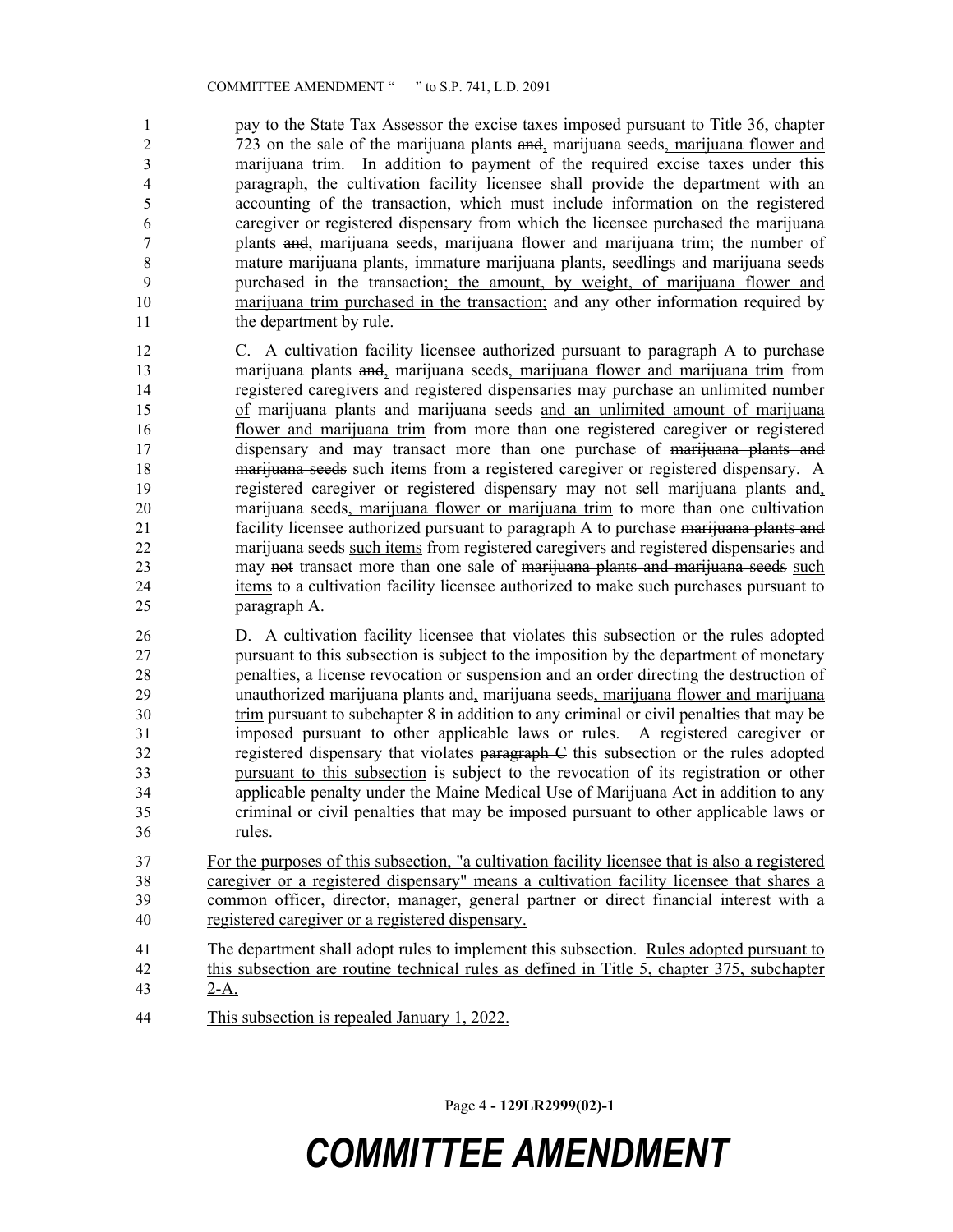pay to the State Tax Assessor the excise taxes imposed pursuant to Title 36, chapter 723 on the sale of the marijuana plants ~~and~~, marijuana seeds, marijuana flower and marijuana trim. In addition to payment of the required excise taxes under this paragraph, the cultivation facility licensee shall provide the department with an accounting of the transaction, which must include information on the registered caregiver or registered dispensary from which the licensee purchased the marijuana plants ~~and~~, marijuana seeds, marijuana flower and marijuana trim; the number of mature marijuana plants, immature marijuana plants, seedlings and marijuana seeds purchased in the transaction; the amount, by weight, of marijuana flower and marijuana trim purchased in the transaction; and any other information required by the department by rule.

C. A cultivation facility licensee authorized pursuant to paragraph A to purchase marijuana plants ~~and~~, marijuana seeds, marijuana flower and marijuana trim from registered caregivers and registered dispensaries may purchase an unlimited number of marijuana plants and marijuana seeds and an unlimited amount of marijuana flower and marijuana trim from more than one registered caregiver or registered dispensary and may transact more than one purchase of ~~marijuana plants and marijuana seeds~~ such items from a registered caregiver or registered dispensary. A registered caregiver or registered dispensary may not sell marijuana plants ~~and~~, marijuana seeds, marijuana flower or marijuana trim to more than one cultivation facility licensee authorized pursuant to paragraph A to purchase ~~marijuana plants and marijuana seeds~~ such items from registered caregivers and registered dispensaries and may ~~not~~ transact more than one sale of ~~marijuana plants and marijuana seeds~~ such items to a cultivation facility licensee authorized to make such purchases pursuant to paragraph A.

D. A cultivation facility licensee that violates this subsection or the rules adopted pursuant to this subsection is subject to the imposition by the department of monetary penalties, a license revocation or suspension and an order directing the destruction of unauthorized marijuana plants ~~and~~, marijuana seeds, marijuana flower and marijuana trim pursuant to subchapter 8 in addition to any criminal or civil penalties that may be imposed pursuant to other applicable laws or rules. A registered caregiver or registered dispensary that violates ~~paragraph C~~ this subsection or the rules adopted pursuant to this subsection is subject to the revocation of its registration or other applicable penalty under the Maine Medical Use of Marijuana Act in addition to any criminal or civil penalties that may be imposed pursuant to other applicable laws or rules.

For the purposes of this subsection, "a cultivation facility licensee that is also a registered caregiver or a registered dispensary" means a cultivation facility licensee that shares a common officer, director, manager, general partner or direct financial interest with a registered caregiver or a registered dispensary.

The department shall adopt rules to implement this subsection. Rules adopted pursuant to this subsection are routine technical rules as defined in Title 5, chapter 375, subchapter 2-A.

This subsection is repealed January 1, 2022.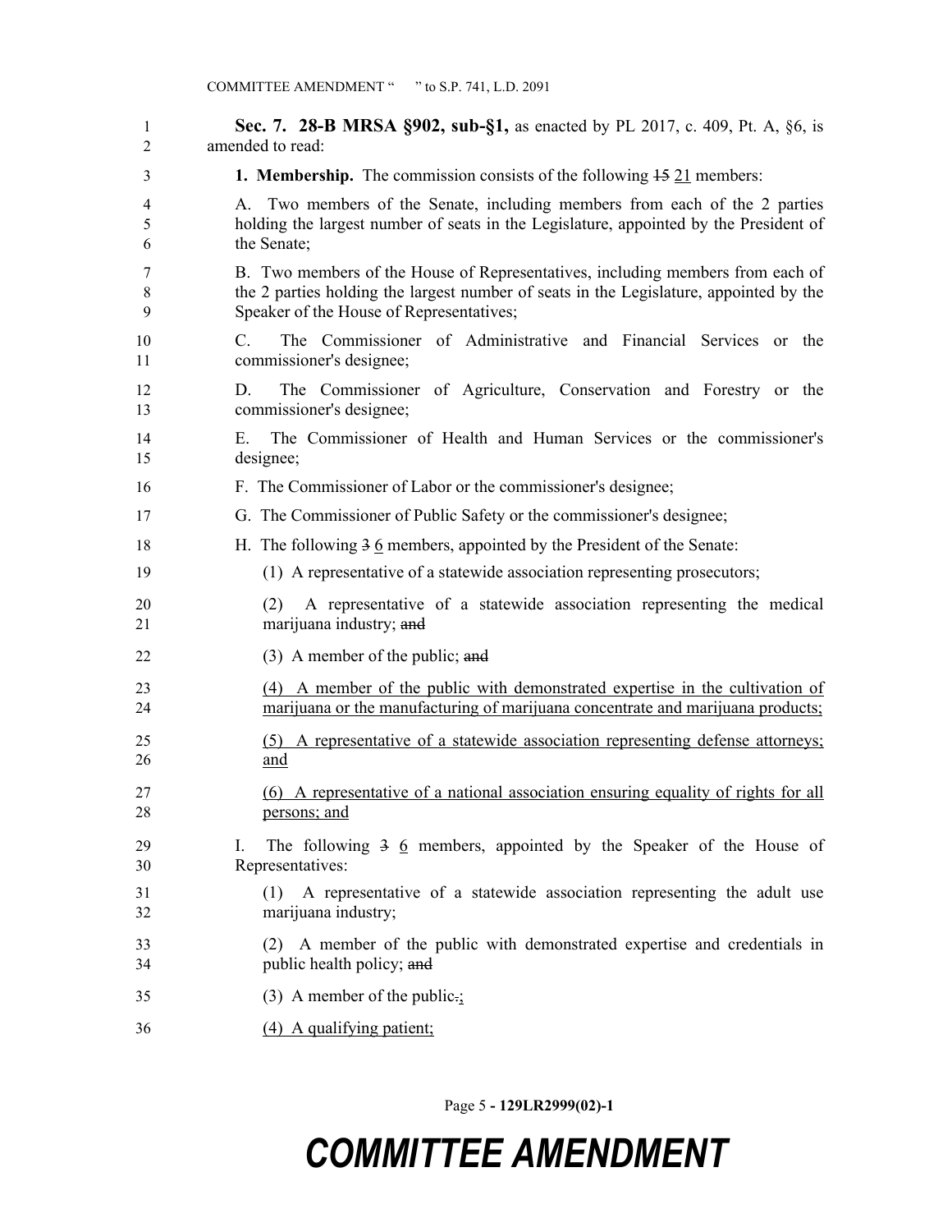**Sec. 7. 28-B MRSA §902, sub-§1,** as enacted by PL 2017, c. 409, Pt. A, §6, is amended to read:

**1. Membership.** The commission consists of the following ~~15~~ <u>21</u> members:

A. Two members of the Senate, including members from each of the 2 parties holding the largest number of seats in the Legislature, appointed by the President of the Senate;

B. Two members of the House of Representatives, including members from each of the 2 parties holding the largest number of seats in the Legislature, appointed by the Speaker of the House of Representatives;

C. The Commissioner of Administrative and Financial Services or the commissioner's designee;

D. The Commissioner of Agriculture, Conservation and Forestry or the commissioner's designee;

E. The Commissioner of Health and Human Services or the commissioner's designee;

F. The Commissioner of Labor or the commissioner's designee;

G. The Commissioner of Public Safety or the commissioner's designee;

H. The following ~~3~~ <u>6</u> members, appointed by the President of the Senate:

(1) A representative of a statewide association representing prosecutors;

(2) A representative of a statewide association representing the medical marijuana industry; ~~and~~

(3) A member of the public; ~~and~~

<u>(4) A member of the public with demonstrated expertise in the cultivation of marijuana or the manufacturing of marijuana concentrate and marijuana products;</u>

<u>(5) A representative of a statewide association representing defense attorneys; and</u>

<u>(6) A representative of a national association ensuring equality of rights for all persons; and</u>

I. The following ~~3~~ <u>6</u> members, appointed by the Speaker of the House of Representatives:

(1) A representative of a statewide association representing the adult use marijuana industry;

(2) A member of the public with demonstrated expertise and credentials in public health policy; ~~and~~

(3) A member of the public~~.~~<u>;</u>

<u>(4) A qualifying patient;</u>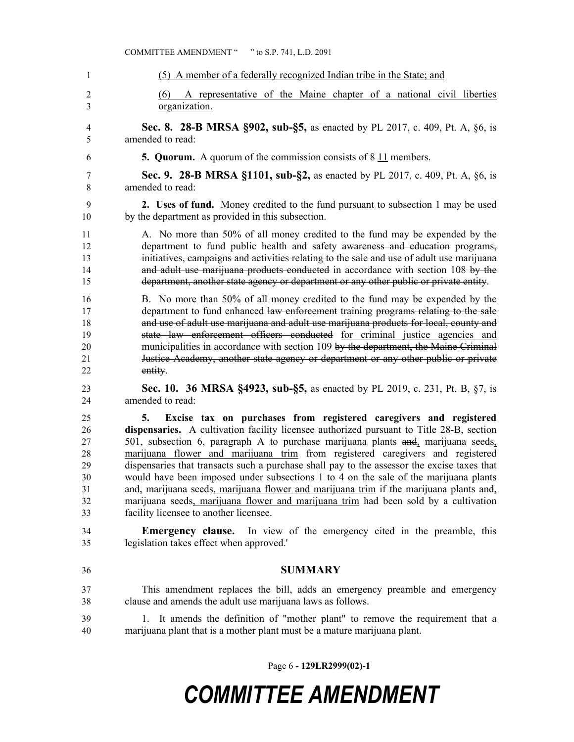(5) A member of a federally recognized Indian tribe in the State; and

(6) A representative of the Maine chapter of a national civil liberties organization.

**Sec. 8. 28-B MRSA §902, sub-§5,** as enacted by PL 2017, c. 409, Pt. A, §6, is amended to read:

**5. Quorum.** A quorum of the commission consists of ~~8~~ 11 members.

**Sec. 9. 28-B MRSA §1101, sub-§2,** as enacted by PL 2017, c. 409, Pt. A, §6, is amended to read:

**2. Uses of fund.** Money credited to the fund pursuant to subsection 1 may be used by the department as provided in this subsection.

A. No more than 50% of all money credited to the fund may be expended by the department to fund public health and safety ~~awareness and education~~ programs~~, initiatives, campaigns and activities relating to the sale and use of adult use marijuana and adult use marijuana products conducted~~ in accordance with section 108 ~~by the department, another state agency or department or any other public or private entity~~.

B. No more than 50% of all money credited to the fund may be expended by the department to fund enhanced ~~law enforcement~~ training ~~programs relating to the sale and use of adult use marijuana and adult use marijuana products for local, county and state law enforcement officers conducted~~ for criminal justice agencies and municipalities in accordance with section 109 ~~by the department, the Maine Criminal Justice Academy, another state agency or department or any other public or private entity~~.

**Sec. 10. 36 MRSA §4923, sub-§5,** as enacted by PL 2019, c. 231, Pt. B, §7, is amended to read:

**5. Excise tax on purchases from registered caregivers and registered dispensaries.** A cultivation facility licensee authorized pursuant to Title 28-B, section 501, subsection 6, paragraph A to purchase marijuana plants ~~and~~, marijuana seeds, marijuana flower and marijuana trim from registered caregivers and registered dispensaries that transacts such a purchase shall pay to the assessor the excise taxes that would have been imposed under subsections 1 to 4 on the sale of the marijuana plants ~~and~~, marijuana seeds, marijuana flower and marijuana trim if the marijuana plants ~~and~~, marijuana seeds, marijuana flower and marijuana trim had been sold by a cultivation facility licensee to another licensee.

**Emergency clause.** In view of the emergency cited in the preamble, this legislation takes effect when approved.'

## SUMMARY

This amendment replaces the bill, adds an emergency preamble and emergency clause and amends the adult use marijuana laws as follows.

1. It amends the definition of "mother plant" to remove the requirement that a marijuana plant that is a mother plant must be a mature marijuana plant.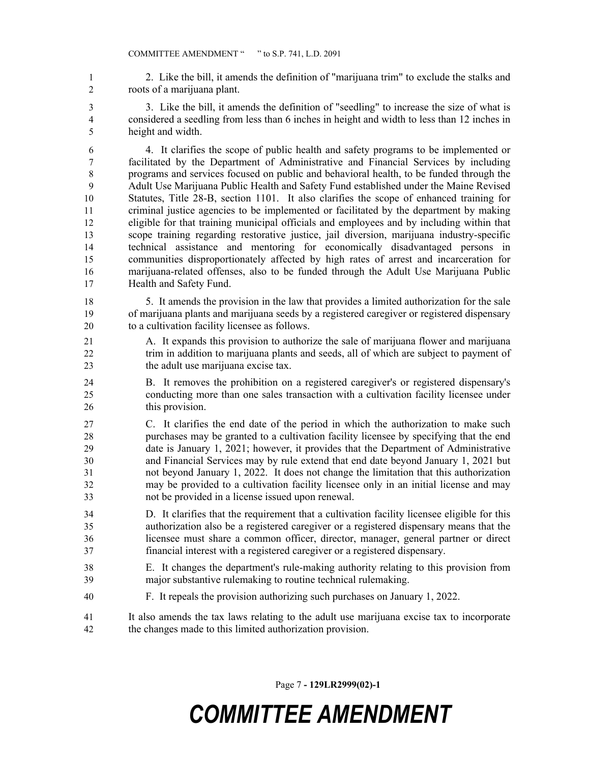2. Like the bill, it amends the definition of "marijuana trim" to exclude the stalks and roots of a marijuana plant.

3. Like the bill, it amends the definition of "seedling" to increase the size of what is considered a seedling from less than 6 inches in height and width to less than 12 inches in height and width.

4. It clarifies the scope of public health and safety programs to be implemented or facilitated by the Department of Administrative and Financial Services by including programs and services focused on public and behavioral health, to be funded through the Adult Use Marijuana Public Health and Safety Fund established under the Maine Revised Statutes, Title 28-B, section 1101. It also clarifies the scope of enhanced training for criminal justice agencies to be implemented or facilitated by the department by making eligible for that training municipal officials and employees and by including within that scope training regarding restorative justice, jail diversion, marijuana industry-specific technical assistance and mentoring for economically disadvantaged persons in communities disproportionately affected by high rates of arrest and incarceration for marijuana-related offenses, also to be funded through the Adult Use Marijuana Public Health and Safety Fund.

5. It amends the provision in the law that provides a limited authorization for the sale of marijuana plants and marijuana seeds by a registered caregiver or registered dispensary to a cultivation facility licensee as follows.

A. It expands this provision to authorize the sale of marijuana flower and marijuana trim in addition to marijuana plants and seeds, all of which are subject to payment of the adult use marijuana excise tax.

B. It removes the prohibition on a registered caregiver's or registered dispensary's conducting more than one sales transaction with a cultivation facility licensee under this provision.

C. It clarifies the end date of the period in which the authorization to make such purchases may be granted to a cultivation facility licensee by specifying that the end date is January 1, 2021; however, it provides that the Department of Administrative and Financial Services may by rule extend that end date beyond January 1, 2021 but not beyond January 1, 2022. It does not change the limitation that this authorization may be provided to a cultivation facility licensee only in an initial license and may not be provided in a license issued upon renewal.

D. It clarifies that the requirement that a cultivation facility licensee eligible for this authorization also be a registered caregiver or a registered dispensary means that the licensee must share a common officer, director, manager, general partner or direct financial interest with a registered caregiver or a registered dispensary.

E. It changes the department's rule-making authority relating to this provision from major substantive rulemaking to routine technical rulemaking.

F. It repeals the provision authorizing such purchases on January 1, 2022.

It also amends the tax laws relating to the adult use marijuana excise tax to incorporate the changes made to this limited authorization provision.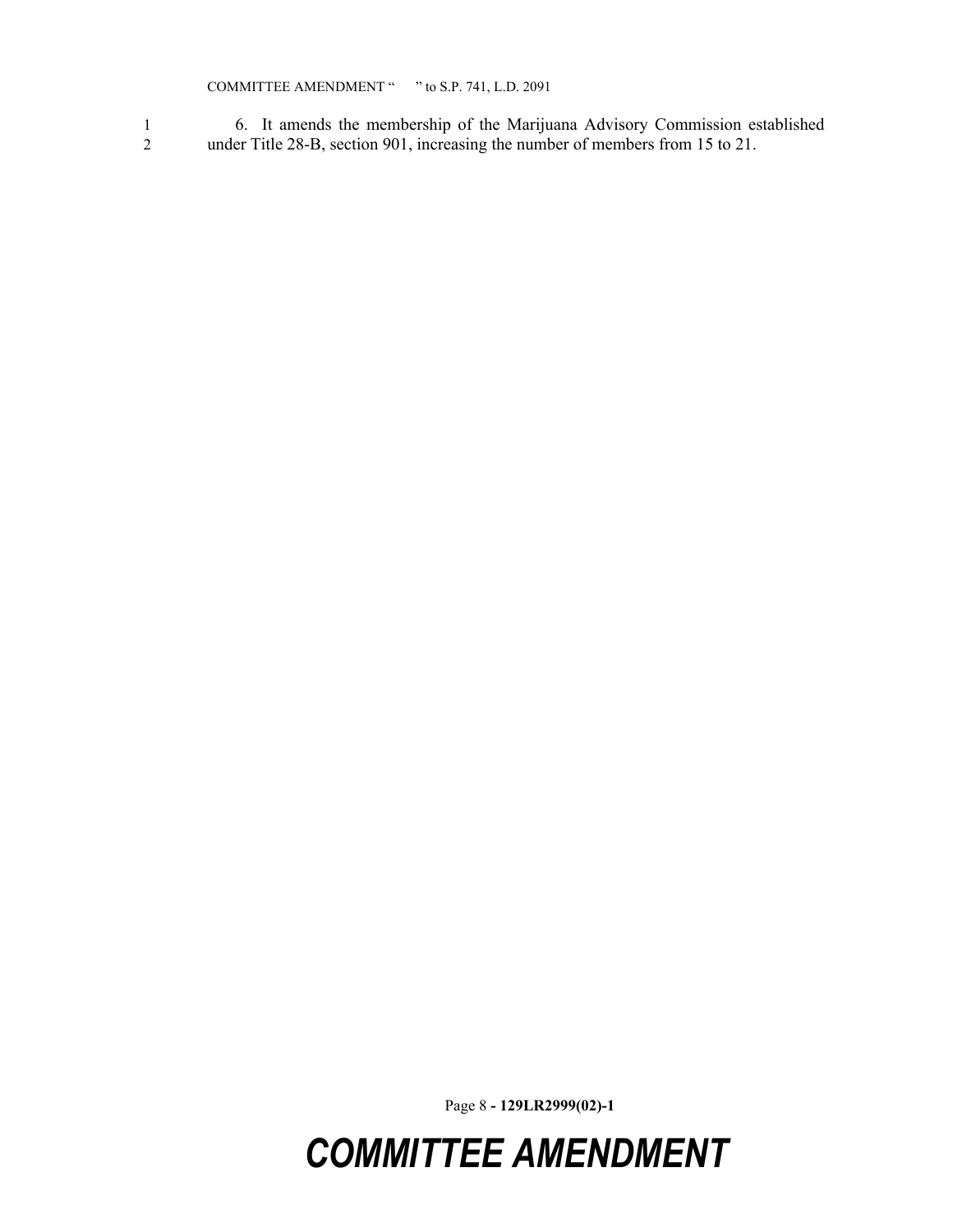6. It amends the membership of the Marijuana Advisory Commission established under Title 28-B, section 901, increasing the number of members from 15 to 21.